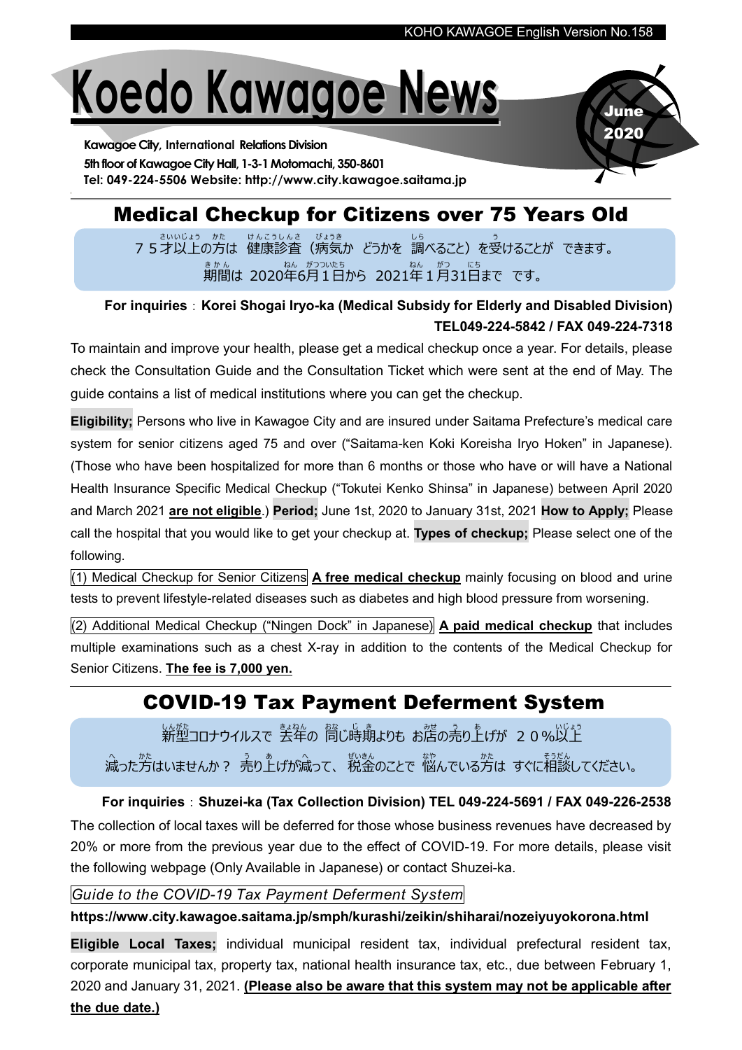# Koedo Kawagoe News

June 2020

Kawagoe City, International Relations Division
5th floor of Kawagoe City Hall, 1-3-1 Motomachi, 350-8601
Tel: 049-224-5506 Website: http://www.city.kawagoe.saitama.jp

## Medical Checkup for Citizens over 75 Years Old

75才以上の方は 健康診査（病気か どうかを 調べること）を受けることが できます。
期間は 2020年6月1日から 2021年1月31日まで です。

**For inquiries：Korei Shogai Iryo-ka (Medical Subsidy for Elderly and Disabled Division) TEL049-224-5842 / FAX 049-224-7318**

To maintain and improve your health, please get a medical checkup once a year. For details, please check the Consultation Guide and the Consultation Ticket which were sent at the end of May. The guide contains a list of medical institutions where you can get the checkup.

**Eligibility;** Persons who live in Kawagoe City and are insured under Saitama Prefecture's medical care system for senior citizens aged 75 and over ("Saitama-ken Koki Koreisha Iryo Hoken" in Japanese). (Those who have been hospitalized for more than 6 months or those who have or will have a National Health Insurance Specific Medical Checkup ("Tokutei Kenko Shinsa" in Japanese) between April 2020 and March 2021 **are not eligible**.) **Period;** June 1st, 2020 to January 31st, 2021 **How to Apply;** Please call the hospital that you would like to get your checkup at. **Types of checkup;** Please select one of the following.

(1) Medical Checkup for Senior Citizens **A free medical checkup** mainly focusing on blood and urine tests to prevent lifestyle-related diseases such as diabetes and high blood pressure from worsening.

(2) Additional Medical Checkup ("Ningen Dock" in Japanese) **A paid medical checkup** that includes multiple examinations such as a chest X-ray in addition to the contents of the Medical Checkup for Senior Citizens. **The fee is 7,000 yen.**

## COVID-19 Tax Payment Deferment System

新型コロナウイルスで 去年の 同じ時期よりも お店の売り上げが 20%以上
減った方はいませんか？ 売り上げが減って、税金のことで 悩んでいる方は すぐに相談してください。

**For inquiries：Shuzei-ka (Tax Collection Division) TEL 049-224-5691 / FAX 049-226-2538**

The collection of local taxes will be deferred for those whose business revenues have decreased by 20% or more from the previous year due to the effect of COVID-19. For more details, please visit the following webpage (Only Available in Japanese) or contact Shuzei-ka.

*Guide to the COVID-19 Tax Payment Deferment System*

**https://www.city.kawagoe.saitama.jp/smph/kurashi/zeikin/shiharai/nozeiyuyokorona.html**

**Eligible Local Taxes;** individual municipal resident tax, individual prefectural resident tax, corporate municipal tax, property tax, national health insurance tax, etc., due between February 1, 2020 and January 31, 2021. **(Please also be aware that this system may not be applicable after the due date.)**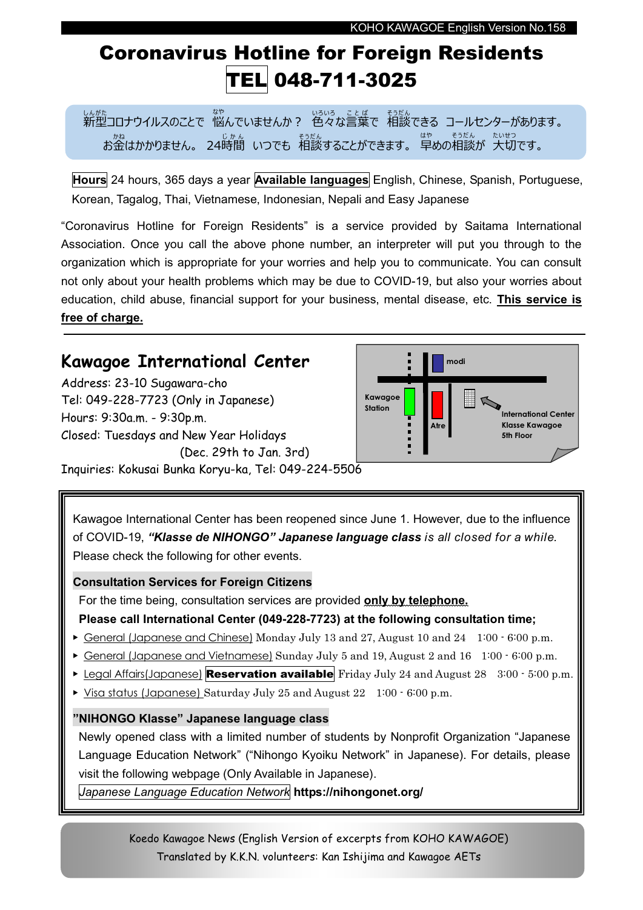# Coronavirus Hotline for Foreign Residents

## TEL 048-711-3025

新型コロナウイルスのことで 悩んでいませんか？ 色々な言葉で 相談できる コールセンターがあります。
お金はかかりません。 24時間 いつでも 相談することができます。 早めの相談が 大切です。

**Hours** 24 hours, 365 days a year **Available languages** English, Chinese, Spanish, Portuguese, Korean, Tagalog, Thai, Vietnamese, Indonesian, Nepali and Easy Japanese

"Coronavirus Hotline for Foreign Residents" is a service provided by Saitama International Association. Once you call the above phone number, an interpreter will put you through to the organization which is appropriate for your worries and help you to communicate. You can consult not only about your health problems which may be due to COVID-19, but also your worries about education, child abuse, financial support for your business, mental disease, etc. **This service is free of charge.**

---

## Kawagoe International Center

Address: 23-10 Sugawara-cho
Tel: 049-228-7723 (Only in Japanese)
Hours: 9:30a.m. - 9:30p.m.
Closed: Tuesdays and New Year Holidays (Dec. 29th to Jan. 3rd)
Inquiries: Kokusai Bunka Koryu-ka, Tel: 049-224-5506

modi
Kawagoe Station
Atre
International Center
Klasse Kawagoe
5th Floor

Kawagoe International Center has been reopened since June 1. However, due to the influence of COVID-19, ***"Klasse de NIHONGO" Japanese language class*** *is all closed for a while.* Please check the following for other events.

### Consultation Services for Foreign Citizens

For the time being, consultation services are provided **only by telephone.**

**Please call International Center (049-228-7723) at the following consultation time;**

- General (Japanese and Chinese) Monday July 13 and 27, August 10 and 24 1:00 - 6:00 p.m.
- General (Japanese and Vietnamese) Sunday July 5 and 19, August 2 and 16 1:00 - 6:00 p.m.
- Legal Affairs(Japanese) **Reservation available** Friday July 24 and August 28 3:00 - 5:00 p.m.
- Visa status (Japanese) Saturday July 25 and August 22 1:00 - 6:00 p.m.

### "NIHONGO Klasse" Japanese language class

Newly opened class with a limited number of students by Nonprofit Organization "Japanese Language Education Network" ("Nihongo Kyoiku Network" in Japanese). For details, please visit the following webpage (Only Available in Japanese).

*Japanese Language Education Network* **https://nihongonet.org/**

Koedo Kawagoe News (English Version of excerpts from KOHO KAWAGOE)
Translated by K.K.N. volunteers: Kan Ishijima and Kawagoe AETs